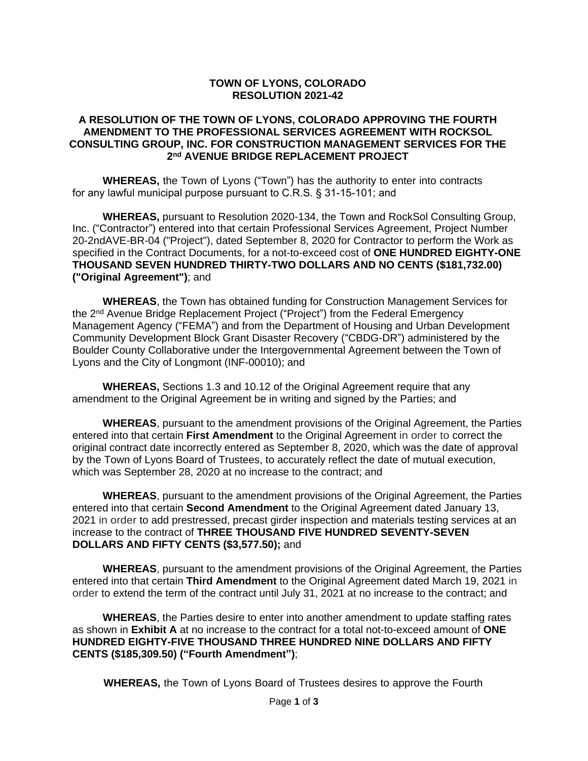**TOWN OF LYONS, COLORADO**
**RESOLUTION 2021-42**

**A RESOLUTION OF THE TOWN OF LYONS, COLORADO APPROVING THE FOURTH AMENDMENT TO THE PROFESSIONAL SERVICES AGREEMENT WITH ROCKSOL CONSULTING GROUP, INC. FOR CONSTRUCTION MANAGEMENT SERVICES FOR THE 2nd AVENUE BRIDGE REPLACEMENT PROJECT**

**WHEREAS,** the Town of Lyons ("Town") has the authority to enter into contracts for any lawful municipal purpose pursuant to C.R.S. § 31-15-101; and

**WHEREAS,** pursuant to Resolution 2020-134, the Town and RockSol Consulting Group, Inc. ("Contractor") entered into that certain Professional Services Agreement, Project Number 20-2ndAVE-BR-04 ("Project"), dated September 8, 2020 for Contractor to perform the Work as specified in the Contract Documents, for a not-to-exceed cost of **ONE HUNDRED EIGHTY-ONE THOUSAND SEVEN HUNDRED THIRTY-TWO DOLLARS AND NO CENTS ($181,732.00) ("Original Agreement")**; and

**WHEREAS**, the Town has obtained funding for Construction Management Services for the 2nd Avenue Bridge Replacement Project ("Project") from the Federal Emergency Management Agency ("FEMA") and from the Department of Housing and Urban Development Community Development Block Grant Disaster Recovery ("CBDG-DR") administered by the Boulder County Collaborative under the Intergovernmental Agreement between the Town of Lyons and the City of Longmont (INF-00010); and

**WHEREAS,** Sections 1.3 and 10.12 of the Original Agreement require that any amendment to the Original Agreement be in writing and signed by the Parties; and

**WHEREAS**, pursuant to the amendment provisions of the Original Agreement, the Parties entered into that certain **First Amendment** to the Original Agreement in order to correct the original contract date incorrectly entered as September 8, 2020, which was the date of approval by the Town of Lyons Board of Trustees, to accurately reflect the date of mutual execution, which was September 28, 2020 at no increase to the contract; and

**WHEREAS**, pursuant to the amendment provisions of the Original Agreement, the Parties entered into that certain **Second Amendment** to the Original Agreement dated January 13, 2021 in order to add prestressed, precast girder inspection and materials testing services at an increase to the contract of **THREE THOUSAND FIVE HUNDRED SEVENTY-SEVEN DOLLARS AND FIFTY CENTS ($3,577.50);** and

**WHEREAS**, pursuant to the amendment provisions of the Original Agreement, the Parties entered into that certain **Third Amendment** to the Original Agreement dated March 19, 2021 in order to extend the term of the contract until July 31, 2021 at no increase to the contract; and

**WHEREAS**, the Parties desire to enter into another amendment to update staffing rates as shown in **Exhibit A** at no increase to the contract for a total not-to-exceed amount of **ONE HUNDRED EIGHTY-FIVE THOUSAND THREE HUNDRED NINE DOLLARS AND FIFTY CENTS ($185,309.50) ("Fourth Amendment")**;

**WHEREAS,** the Town of Lyons Board of Trustees desires to approve the Fourth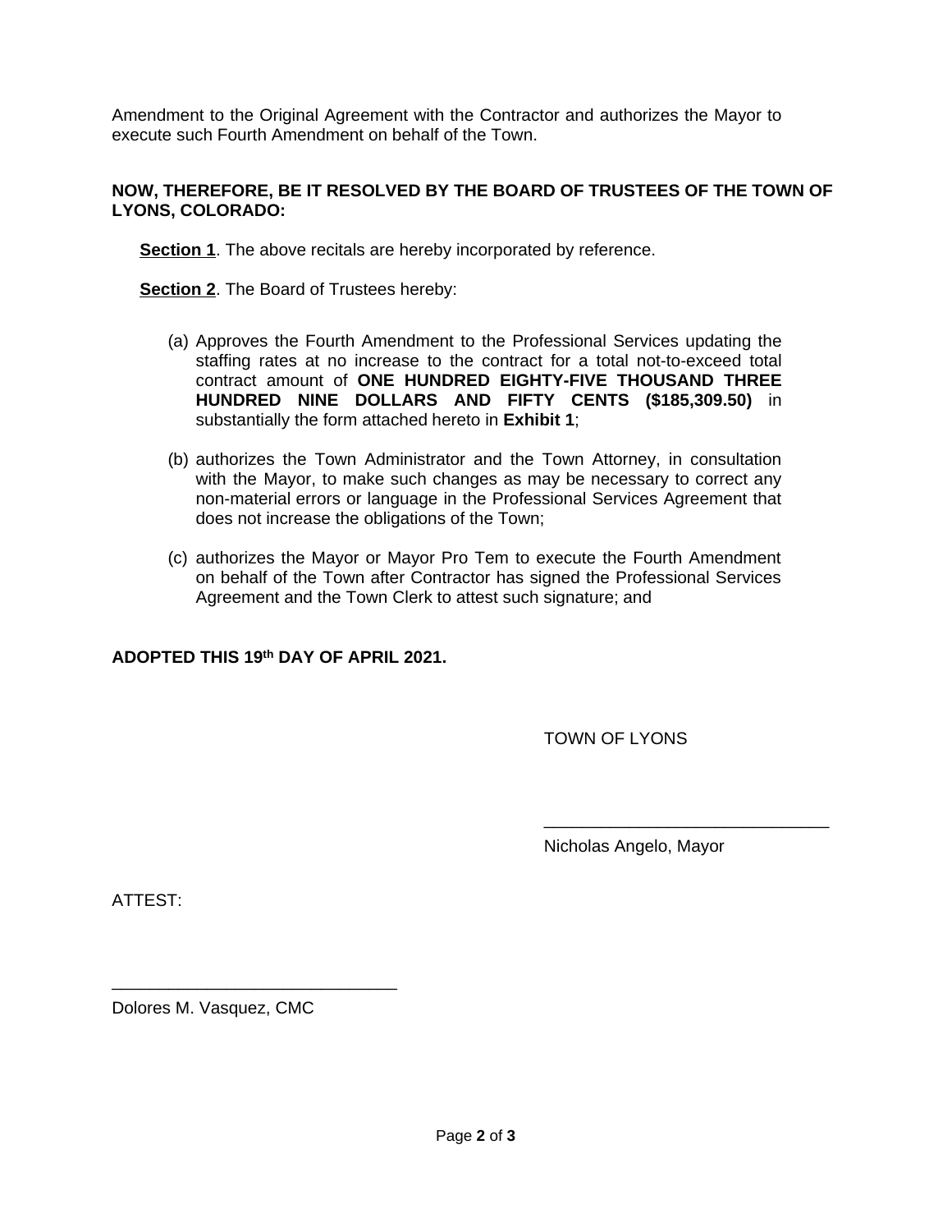Amendment to the Original Agreement with the Contractor and authorizes the Mayor to execute such Fourth Amendment on behalf of the Town.

**NOW, THEREFORE, BE IT RESOLVED BY THE BOARD OF TRUSTEES OF THE TOWN OF LYONS, COLORADO:**

**Section 1**. The above recitals are hereby incorporated by reference.

**Section 2**. The Board of Trustees hereby:

(a) Approves the Fourth Amendment to the Professional Services updating the staffing rates at no increase to the contract for a total not-to-exceed total contract amount of **ONE HUNDRED EIGHTY-FIVE THOUSAND THREE HUNDRED NINE DOLLARS AND FIFTY CENTS ($185,309.50)** in substantially the form attached hereto in **Exhibit 1**;

(b) authorizes the Town Administrator and the Town Attorney, in consultation with the Mayor, to make such changes as may be necessary to correct any non-material errors or language in the Professional Services Agreement that does not increase the obligations of the Town;

(c) authorizes the Mayor or Mayor Pro Tem to execute the Fourth Amendment on behalf of the Town after Contractor has signed the Professional Services Agreement and the Town Clerk to attest such signature; and

**ADOPTED THIS 19th DAY OF APRIL 2021.**

TOWN OF LYONS

______________________________

Nicholas Angelo, Mayor

ATTEST:

______________________________

Dolores M. Vasquez, CMC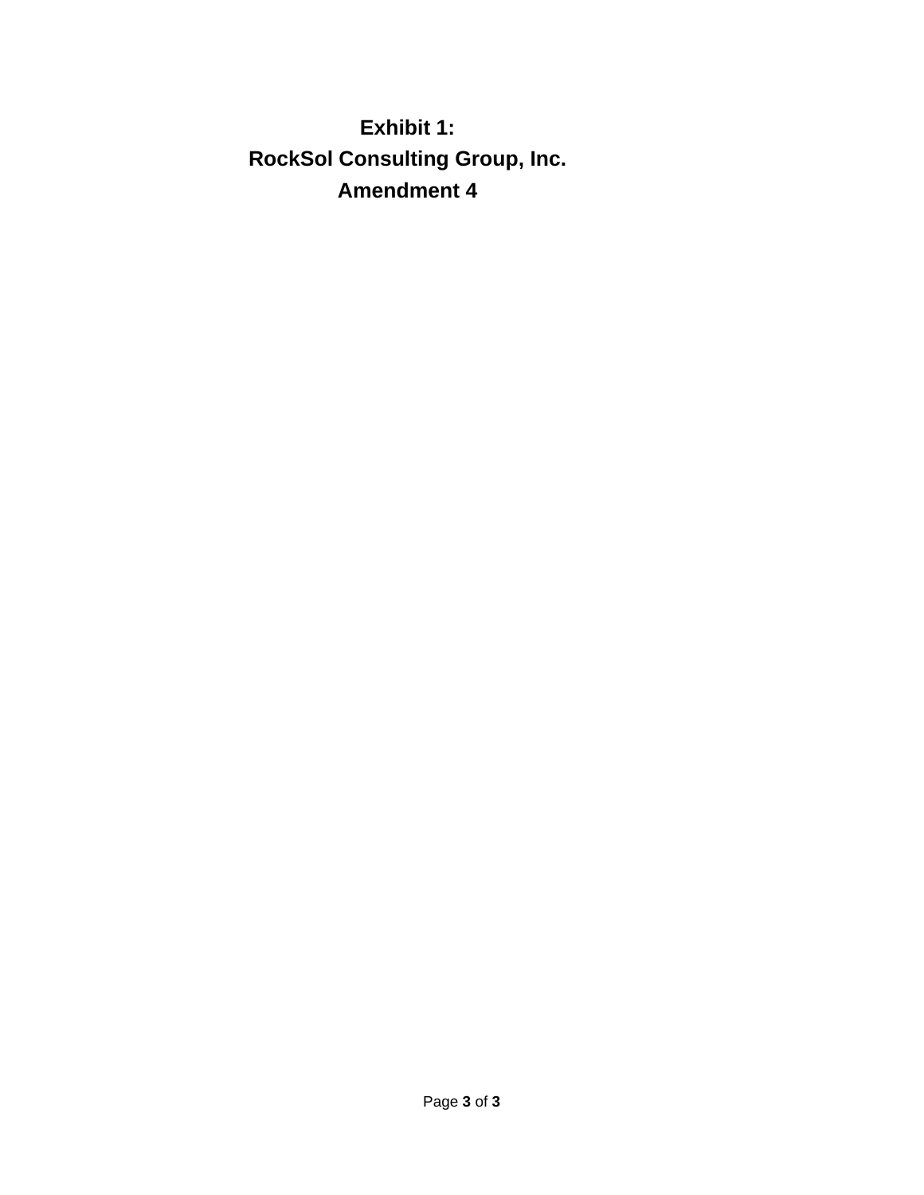# Exhibit 1:
# RockSol Consulting Group, Inc.
# Amendment 4